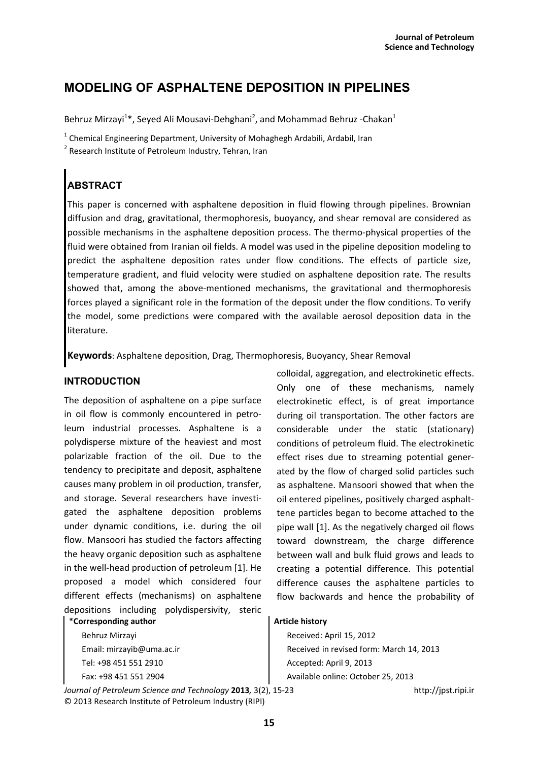# MODELING OF ASPHALTENE DEPOSITION IN PIPELINES

Behruz Mirzayi[1]*, Seyed Ali Mousavi-Dehghani[2], and Mohammad Behruz -Chakan[1]

[1] Chemical Engineering Department, University of Mohaghegh Ardabili, Ardabil, Iran

[2] Research Institute of Petroleum Industry, Tehran, Iran

## ABSTRACT

This paper is concerned with asphaltene deposition in fluid flowing through pipelines. Brownian diffusion and drag, gravitational, thermophoresis, buoyancy, and shear removal are considered as possible mechanisms in the asphaltene deposition process. The thermo-physical properties of the fluid were obtained from Iranian oil fields. A model was used in the pipeline deposition modeling to predict the asphaltene deposition rates under flow conditions. The effects of particle size, temperature gradient, and fluid velocity were studied on asphaltene deposition rate. The results showed that, among the above-mentioned mechanisms, the gravitational and thermophoresis forces played a significant role in the formation of the deposit under the flow conditions. To verify the model, some predictions were compared with the available aerosol deposition data in the literature.

**Keywords**: Asphaltene deposition, Drag, Thermophoresis, Buoyancy, Shear Removal

## INTRODUCTION

The deposition of asphaltene on a pipe surface in oil flow is commonly encountered in petroleum industrial processes. Asphaltene is a polydisperse mixture of the heaviest and most polarizable fraction of the oil. Due to the tendency to precipitate and deposit, asphaltene causes many problem in oil production, transfer, and storage. Several researchers have investigated the asphaltene deposition problems under dynamic conditions, i.e. during the oil flow. Mansoori has studied the factors affecting the heavy organic deposition such as asphaltene in the well-head production of petroleum [1]. He proposed a model which considered four different effects (mechanisms) on asphaltene depositions including polydispersivity, steric colloidal, aggregation, and electrokinetic effects. Only one of these mechanisms, namely electrokinetic effect, is of great importance during oil transportation. The other factors are considerable under the static (stationary) conditions of petroleum fluid. The electrokinetic effect rises due to streaming potential generated by the flow of charged solid particles such as asphaltene. Mansoori showed that when the oil entered pipelines, positively charged asphalttene particles began to become attached to the pipe wall [1]. As the negatively charged oil flows toward downstream, the charge difference between wall and bulk fluid grows and leads to creating a potential difference. This potential difference causes the asphaltene particles to flow backwards and hence the probability of

*Corresponding author

Behruz Mirzayi
Email: mirzayib@uma.ac.ir
Tel: +98 451 551 2910
Fax: +98 451 551 2904

**Article history**

Received: April 15, 2012
Received in revised form: March 14, 2013
Accepted: April 9, 2013
Available online: October 25, 2013

*Journal of Petroleum Science and Technology* **2013**, 3(2), 15-23 http://jpst.ripi.ir
© 2013 Research Institute of Petroleum Industry (RIPI)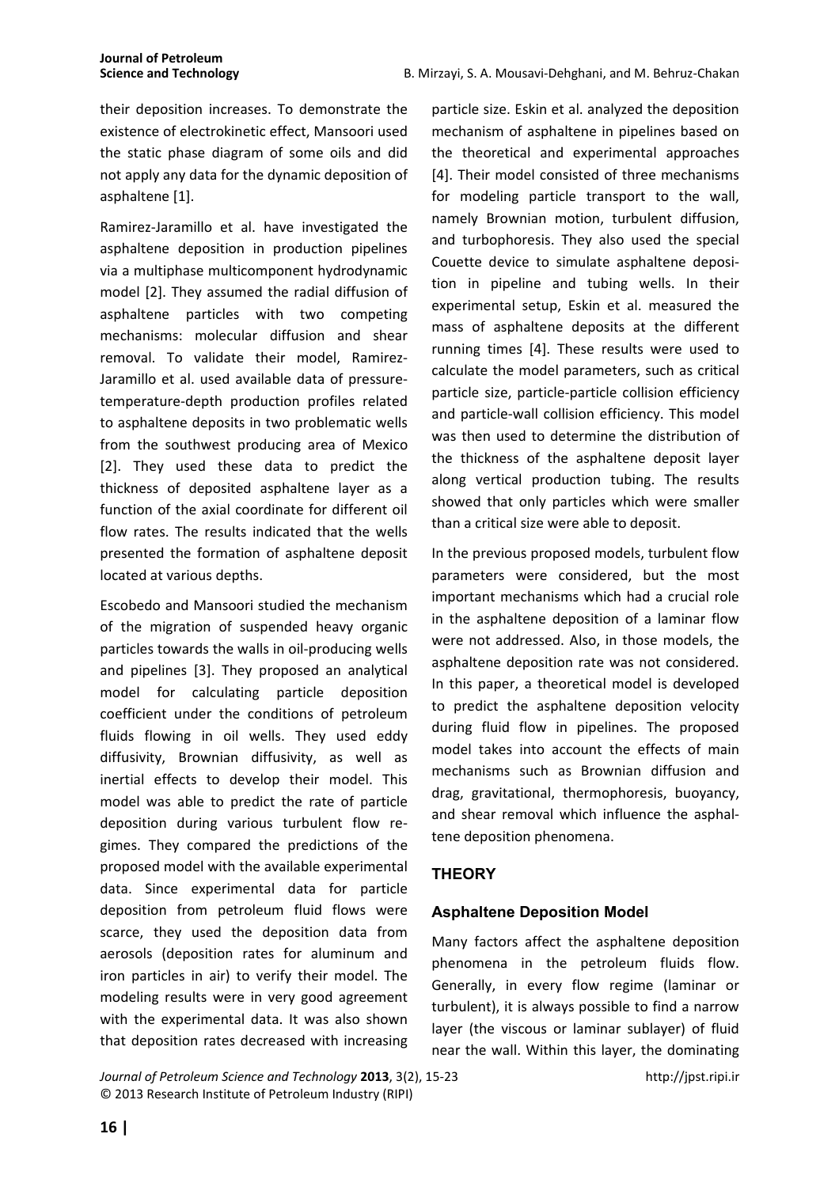their deposition increases. To demonstrate the existence of electrokinetic effect, Mansoori used the static phase diagram of some oils and did not apply any data for the dynamic deposition of asphaltene [1].

Ramirez-Jaramillo et al. have investigated the asphaltene deposition in production pipelines via a multiphase multicomponent hydrodynamic model [2]. They assumed the radial diffusion of asphaltene particles with two competing mechanisms: molecular diffusion and shear removal. To validate their model, Ramirez-Jaramillo et al. used available data of pressure-temperature-depth production profiles related to asphaltene deposits in two problematic wells from the southwest producing area of Mexico [2]. They used these data to predict the thickness of deposited asphaltene layer as a function of the axial coordinate for different oil flow rates. The results indicated that the wells presented the formation of asphaltene deposit located at various depths.

Escobedo and Mansoori studied the mechanism of the migration of suspended heavy organic particles towards the walls in oil-producing wells and pipelines [3]. They proposed an analytical model for calculating particle deposition coefficient under the conditions of petroleum fluids flowing in oil wells. They used eddy diffusivity, Brownian diffusivity, as well as inertial effects to develop their model. This model was able to predict the rate of particle deposition during various turbulent flow regimes. They compared the predictions of the proposed model with the available experimental data. Since experimental data for particle deposition from petroleum fluid flows were scarce, they used the deposition data from aerosols (deposition rates for aluminum and iron particles in air) to verify their model. The modeling results were in very good agreement with the experimental data. It was also shown that deposition rates decreased with increasing particle size. Eskin et al. analyzed the deposition mechanism of asphaltene in pipelines based on the theoretical and experimental approaches [4]. Their model consisted of three mechanisms for modeling particle transport to the wall, namely Brownian motion, turbulent diffusion, and turbophoresis. They also used the special Couette device to simulate asphaltene deposition in pipeline and tubing wells. In their experimental setup, Eskin et al. measured the mass of asphaltene deposits at the different running times [4]. These results were used to calculate the model parameters, such as critical particle size, particle-particle collision efficiency and particle-wall collision efficiency. This model was then used to determine the distribution of the thickness of the asphaltene deposit layer along vertical production tubing. The results showed that only particles which were smaller than a critical size were able to deposit.

In the previous proposed models, turbulent flow parameters were considered, but the most important mechanisms which had a crucial role in the asphaltene deposition of a laminar flow were not addressed. Also, in those models, the asphaltene deposition rate was not considered. In this paper, a theoretical model is developed to predict the asphaltene deposition velocity during fluid flow in pipelines. The proposed model takes into account the effects of main mechanisms such as Brownian diffusion and drag, gravitational, thermophoresis, buoyancy, and shear removal which influence the asphaltene deposition phenomena.

## THEORY

### Asphaltene Deposition Model

Many factors affect the asphaltene deposition phenomena in the petroleum fluids flow. Generally, in every flow regime (laminar or turbulent), it is always possible to find a narrow layer (the viscous or laminar sublayer) of fluid near the wall. Within this layer, the dominating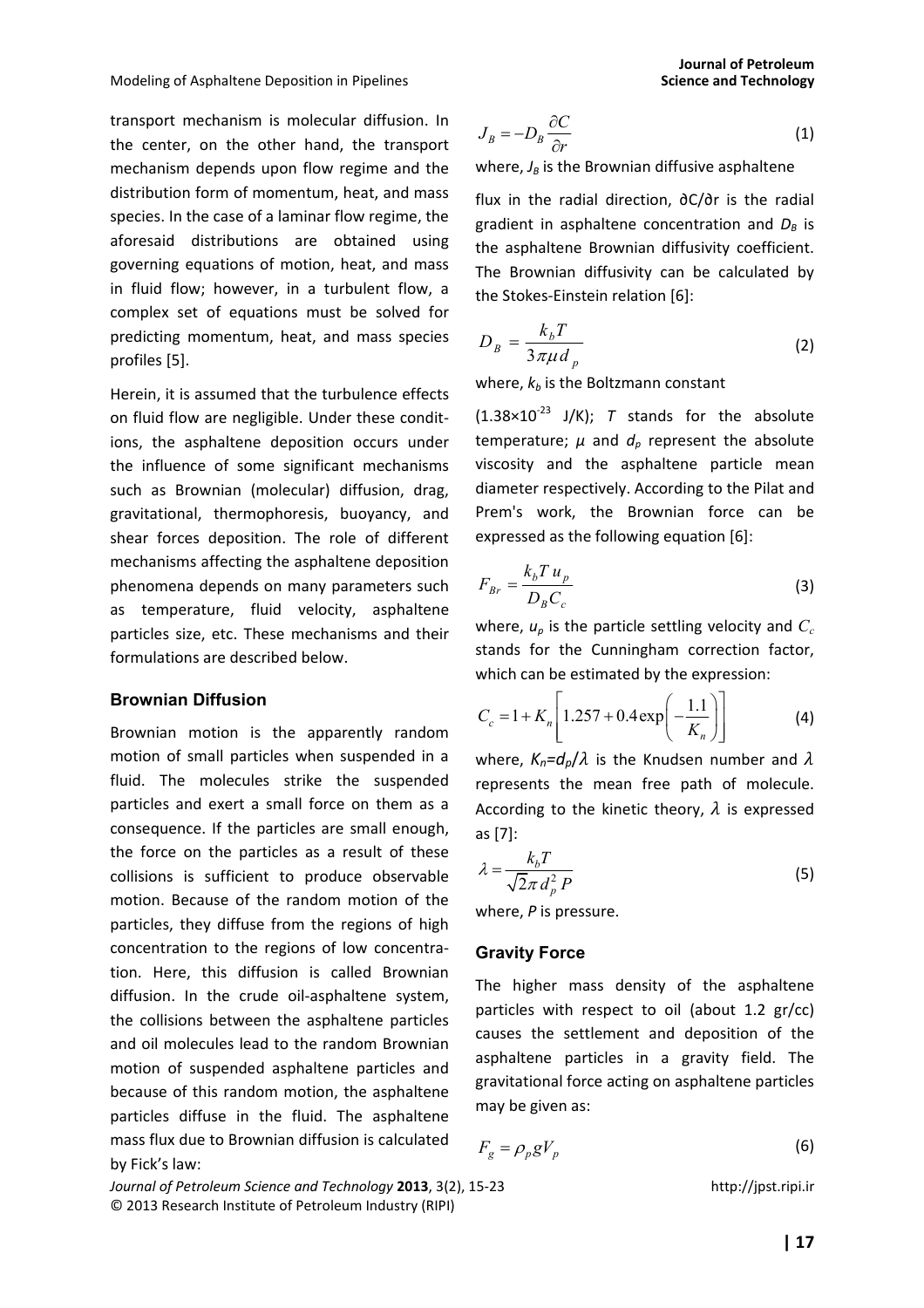transport mechanism is molecular diffusion. In the center, on the other hand, the transport mechanism depends upon flow regime and the distribution form of momentum, heat, and mass species. In the case of a laminar flow regime, the aforesaid distributions are obtained using governing equations of motion, heat, and mass in fluid flow; however, in a turbulent flow, a complex set of equations must be solved for predicting momentum, heat, and mass species profiles [5].

Herein, it is assumed that the turbulence effects on fluid flow are negligible. Under these conditions, the asphaltene deposition occurs under the influence of some significant mechanisms such as Brownian (molecular) diffusion, drag, gravitational, thermophoresis, buoyancy, and shear forces deposition. The role of different mechanisms affecting the asphaltene deposition phenomena depends on many parameters such as temperature, fluid velocity, asphaltene particles size, etc. These mechanisms and their formulations are described below.

### Brownian Diffusion

Brownian motion is the apparently random motion of small particles when suspended in a fluid. The molecules strike the suspended particles and exert a small force on them as a consequence. If the particles are small enough, the force on the particles as a result of these collisions is sufficient to produce observable motion. Because of the random motion of the particles, they diffuse from the regions of high concentration to the regions of low concentration. Here, this diffusion is called Brownian diffusion. In the crude oil-asphaltene system, the collisions between the asphaltene particles and oil molecules lead to the random Brownian motion of suspended asphaltene particles and because of this random motion, the asphaltene particles diffuse in the fluid. The asphaltene mass flux due to Brownian diffusion is calculated by Fick's law:

$$J_B = -D_B \frac{\partial C}{\partial r} \tag{1}$$

where, $J_B$ is the Brownian diffusive asphaltene flux in the radial direction, $\partial C/\partial r$ is the radial gradient in asphaltene concentration and $D_B$ is the asphaltene Brownian diffusivity coefficient. The Brownian diffusivity can be calculated by the Stokes-Einstein relation [6]:

$$D_B = \frac{k_b T}{3\pi \mu d_p} \tag{2}$$

where, $k_b$ is the Boltzmann constant ($1.38\times10^{-23}$ J/K); $T$ stands for the absolute temperature; $\mu$ and $d_p$ represent the absolute viscosity and the asphaltene particle mean diameter respectively. According to the Pilat and Prem's work, the Brownian force can be expressed as the following equation [6]:

$$F_{Br} = \frac{k_b T \, u_p}{D_B C_c} \tag{3}$$

where, $u_p$ is the particle settling velocity and $C_c$ stands for the Cunningham correction factor, which can be estimated by the expression:

$$C_c = 1 + K_n \left[ 1.257 + 0.4 \exp\left( -\frac{1.1}{K_n} \right) \right] \tag{4}$$

where, $K_n = d_p/\lambda$ is the Knudsen number and $\lambda$ represents the mean free path of molecule. According to the kinetic theory, $\lambda$ is expressed as [7]:

$$\lambda = \frac{k_b T}{\sqrt{2}\pi d_p^2 P} \tag{5}$$

where, $P$ is pressure.

### Gravity Force

The higher mass density of the asphaltene particles with respect to oil (about 1.2 gr/cc) causes the settlement and deposition of the asphaltene particles in a gravity field. The gravitational force acting on asphaltene particles may be given as:

$$F_g = \rho_p g V_p \tag{6}$$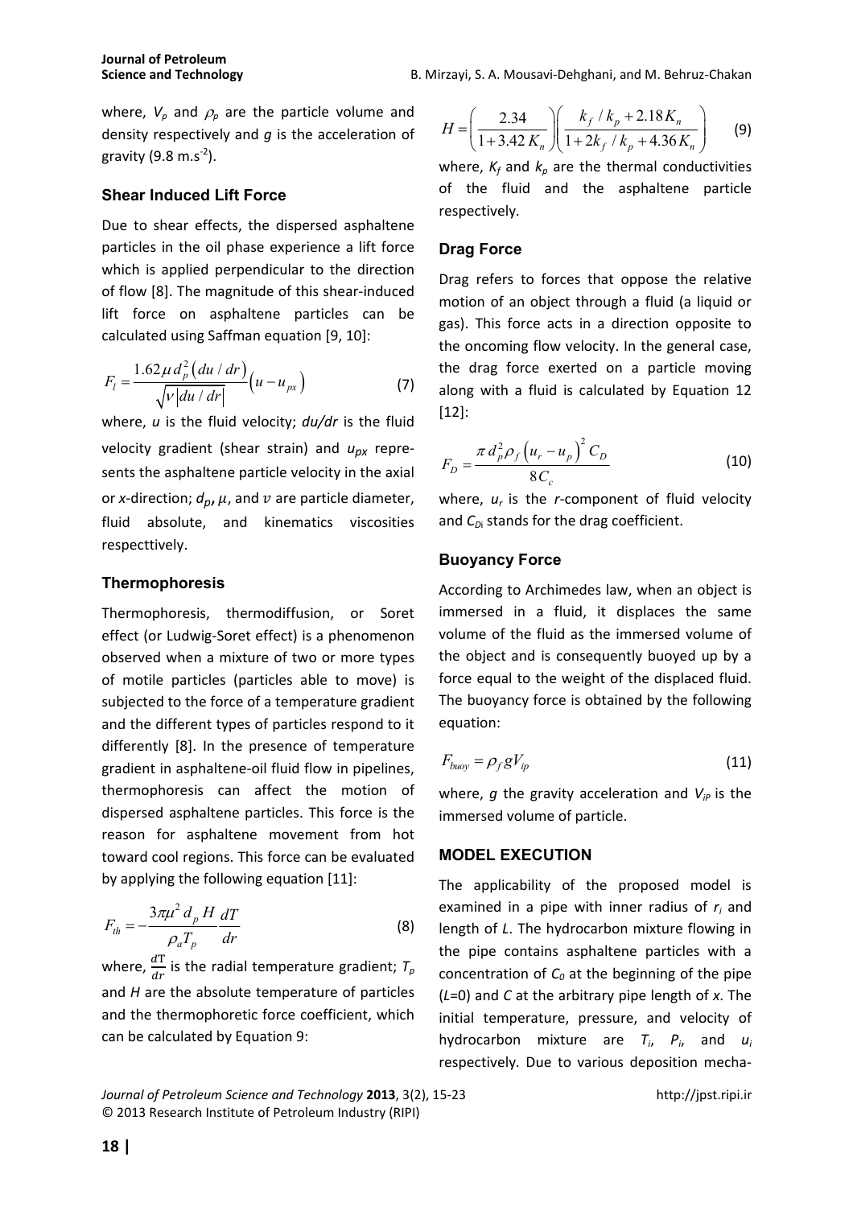where, $V_p$ and $\rho_p$ are the particle volume and density respectively and $g$ is the acceleration of gravity (9.8 m.s$^{-2}$).

### Shear Induced Lift Force

Due to shear effects, the dispersed asphaltene particles in the oil phase experience a lift force which is applied perpendicular to the direction of flow [8]. The magnitude of this shear-induced lift force on asphaltene particles can be calculated using Saffman equation [9, 10]:

$$F_l = \frac{1.62 \mu d_p^2 \left( du / dr \right)}{\sqrt{\nu \left| du / dr \right|}} \left( u - u_{px} \right) \tag{7}$$

where, $u$ is the fluid velocity; $du/dr$ is the fluid velocity gradient (shear strain) and $u_{px}$ represents the asphaltene particle velocity in the axial or $x$-direction; $d_p$, $\mu$, and $\nu$ are particle diameter, fluid absolute, and kinematics viscosities respecttively.

### Thermophoresis

Thermophoresis, thermodiffusion, or Soret effect (or Ludwig-Soret effect) is a phenomenon observed when a mixture of two or more types of motile particles (particles able to move) is subjected to the force of a temperature gradient and the different types of particles respond to it differently [8]. In the presence of temperature gradient in asphaltene-oil fluid flow in pipelines, thermophoresis can affect the motion of dispersed asphaltene particles. This force is the reason for asphaltene movement from hot toward cool regions. This force can be evaluated by applying the following equation [11]:

$$F_{th} = -\frac{3 \pi \mu^2 d_p H}{\rho_a T_p} \frac{dT}{dr} \tag{8}$$

where, $\frac{d\mathrm{T}}{dr}$ is the radial temperature gradient; $T_p$ and $H$ are the absolute temperature of particles and the thermophoretic force coefficient, which can be calculated by Equation 9:

$$H = \left( \frac{2.34}{1 + 3.42 K_n} \right) \left( \frac{k_f / k_p + 2.18 K_n}{1 + 2k_f / k_p + 4.36 K_n} \right) \tag{9}$$

where, $K_f$ and $k_p$ are the thermal conductivities of the fluid and the asphaltene particle respectively.

### Drag Force

Drag refers to forces that oppose the relative motion of an object through a fluid (a liquid or gas). This force acts in a direction opposite to the oncoming flow velocity. In the general case, the drag force exerted on a particle moving along with a fluid is calculated by Equation 12 [12]:

$$F_D = \frac{\pi d_p^2 \rho_f \left( u_r - u_p \right)^2 C_D}{8 C_c} \tag{10}$$

where, $u_r$ is the $r$-component of fluid velocity and $C_{Di}$ stands for the drag coefficient.

### Buoyancy Force

According to Archimedes law, when an object is immersed in a fluid, it displaces the same volume of the fluid as the immersed volume of the object and is consequently buoyed up by a force equal to the weight of the displaced fluid. The buoyancy force is obtained by the following equation:

$$F_{buoy} = \rho_f g V_{ip} \tag{11}$$

where, $g$ the gravity acceleration and $V_{iP}$ is the immersed volume of particle.

## MODEL EXECUTION

The applicability of the proposed model is examined in a pipe with inner radius of $r_i$ and length of $L$. The hydrocarbon mixture flowing in the pipe contains asphaltene particles with a concentration of $C_0$ at the beginning of the pipe ($L$=0) and $C$ at the arbitrary pipe length of $x$. The initial temperature, pressure, and velocity of hydrocarbon mixture are $T_i$, $P_i$, and $u_i$ respectively. Due to various deposition mecha-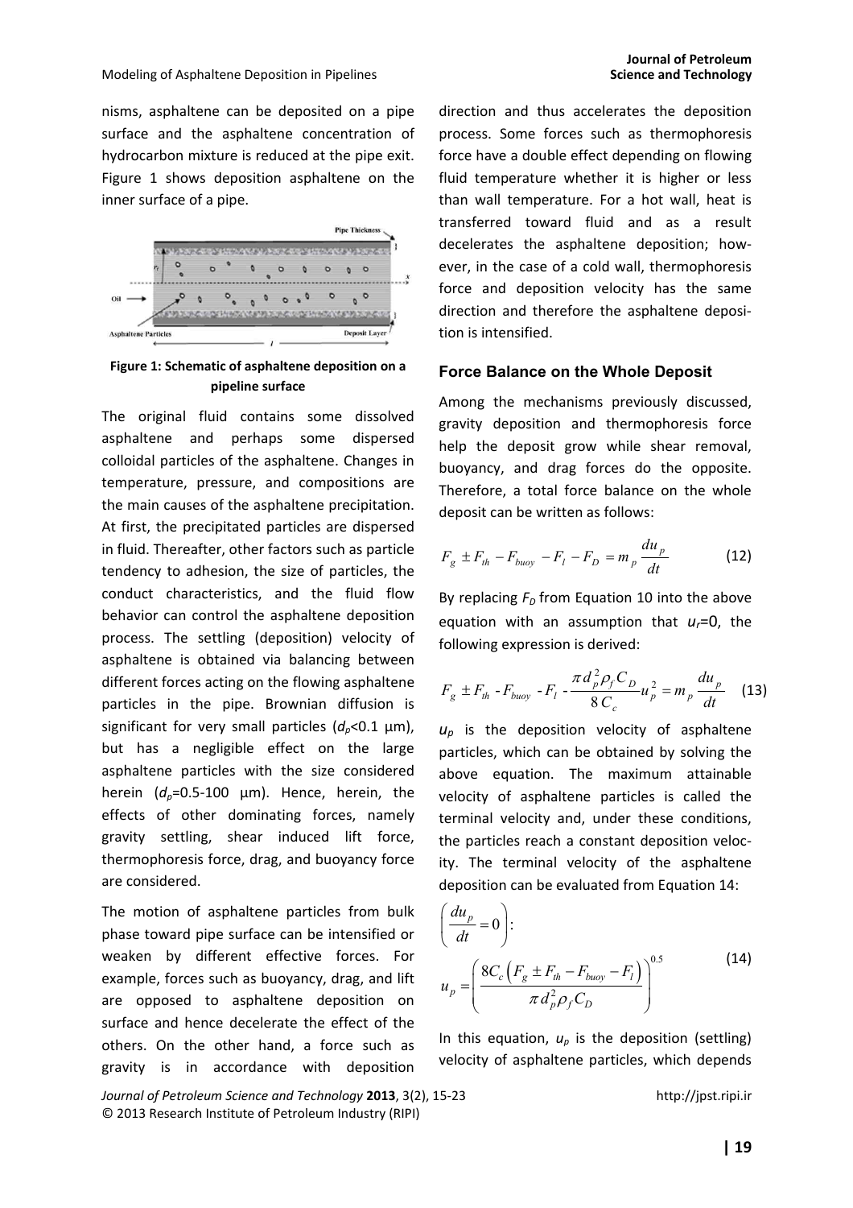nisms, asphaltene can be deposited on a pipe surface and the asphaltene concentration of hydrocarbon mixture is reduced at the pipe exit. Figure 1 shows deposition asphaltene on the inner surface of a pipe.

**Figure 1: Schematic of asphaltene deposition on a pipeline surface**

The original fluid contains some dissolved asphaltene and perhaps some dispersed colloidal particles of the asphaltene. Changes in temperature, pressure, and compositions are the main causes of the asphaltene precipitation. At first, the precipitated particles are dispersed in fluid. Thereafter, other factors such as particle tendency to adhesion, the size of particles, the conduct characteristics, and the fluid flow behavior can control the asphaltene deposition process. The settling (deposition) velocity of asphaltene is obtained via balancing between different forces acting on the flowing asphaltene particles in the pipe. Brownian diffusion is significant for very small particles ($d_p$<0.1 μm), but has a negligible effect on the large asphaltene particles with the size considered herein ($d_p$=0.5-100 μm). Hence, herein, the effects of other dominating forces, namely gravity settling, shear induced lift force, thermophoresis force, drag, and buoyancy force are considered.

The motion of asphaltene particles from bulk phase toward pipe surface can be intensified or weaken by different effective forces. For example, forces such as buoyancy, drag, and lift are opposed to asphaltene deposition on surface and hence decelerate the effect of the others. On the other hand, a force such as gravity is in accordance with deposition direction and thus accelerates the deposition process. Some forces such as thermophoresis force have a double effect depending on flowing fluid temperature whether it is higher or less than wall temperature. For a hot wall, heat is transferred toward fluid and as a result decelerates the asphaltene deposition; however, in the case of a cold wall, thermophoresis force and deposition velocity has the same direction and therefore the asphaltene deposition is intensified.

## Force Balance on the Whole Deposit

Among the mechanisms previously discussed, gravity deposition and thermophoresis force help the deposit grow while shear removal, buoyancy, and drag forces do the opposite. Therefore, a total force balance on the whole deposit can be written as follows:

$$F_g \pm F_{th} - F_{buoy} - F_l - F_D = m_p \frac{du_p}{dt} \tag{12}$$

By replacing $F_D$ from Equation 10 into the above equation with an assumption that $u_f$=0, the following expression is derived:

$$F_g \pm F_{th} - F_{buoy} - F_l - \frac{\pi d_p^2 \rho_f C_D}{8 C_c} u_p^2 = m_p \frac{du_p}{dt} \tag{13}$$

$u_p$ is the deposition velocity of asphaltene particles, which can be obtained by solving the above equation. The maximum attainable velocity of asphaltene particles is called the terminal velocity and, under these conditions, the particles reach a constant deposition velocity. The terminal velocity of the asphaltene deposition can be evaluated from Equation 14:

$$\left(\frac{du_p}{dt} = 0\right):$$

$$u_p = \left(\frac{8C_c\left(F_g \pm F_{th} - F_{buoy} - F_l\right)}{\pi d_p^2 \rho_f C_D}\right)^{0.5} \tag{14}$$

In this equation, $u_p$ is the deposition (settling) velocity of asphaltene particles, which depends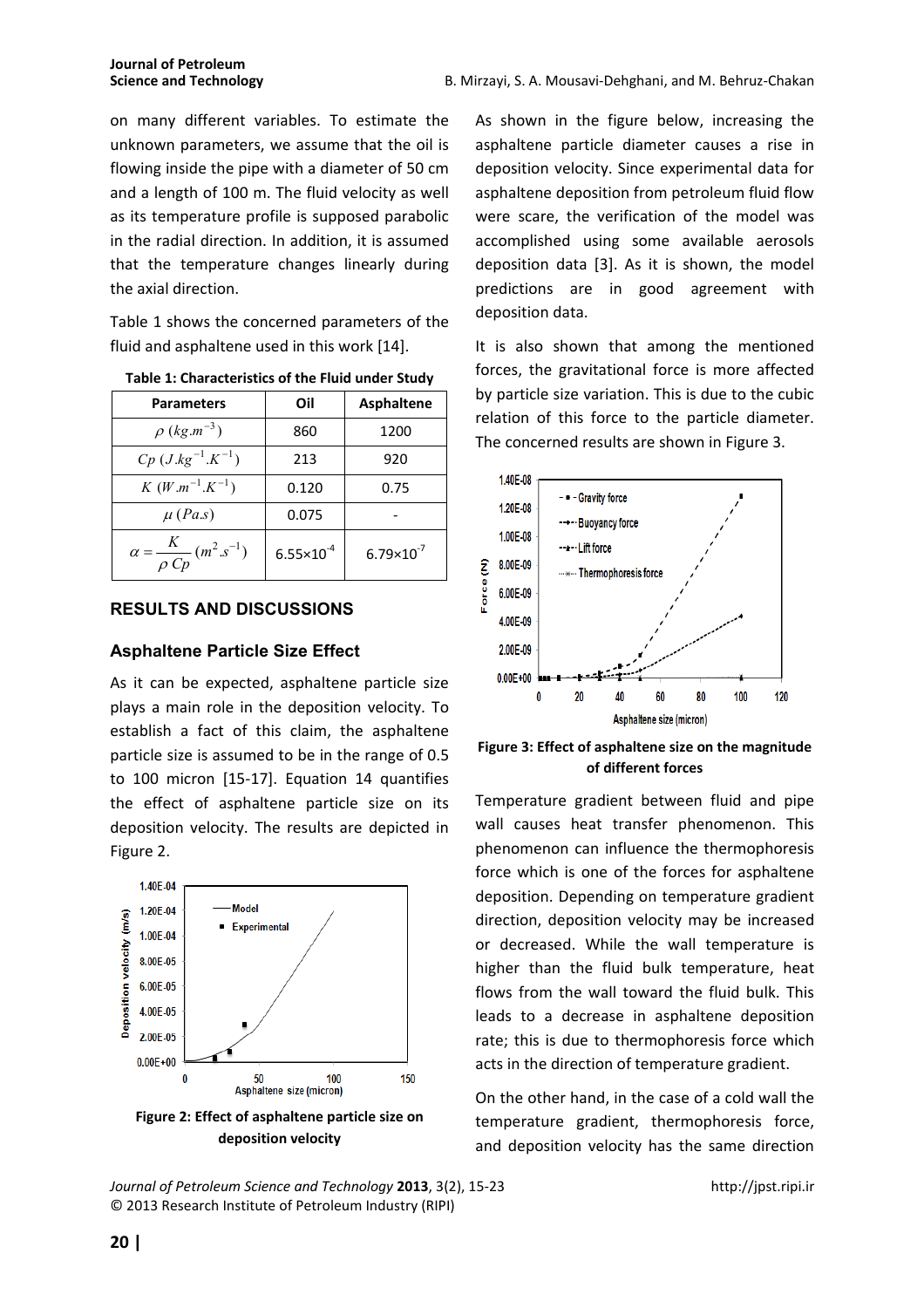on many different variables. To estimate the unknown parameters, we assume that the oil is flowing inside the pipe with a diameter of 50 cm and a length of 100 m. The fluid velocity as well as its temperature profile is supposed parabolic in the radial direction. In addition, it is assumed that the temperature changes linearly during the axial direction.

Table 1 shows the concerned parameters of the fluid and asphaltene used in this work [14].

**Table 1: Characteristics of the Fluid under Study**

| Parameters | Oil | Asphaltene |
|---|---|---|
| $\rho\ (kg.m^{-3})$ | 860 | 1200 |
| $Cp\ (J.kg^{-1}.K^{-1})$ | 213 | 920 |
| $K\ (W.m^{-1}.K^{-1})$ | 0.120 | 0.75 |
| $\mu\ (Pa.s)$ | 0.075 | - |
| $\alpha = \dfrac{K}{\rho\, Cp}\ (m^2.s^{-1})$ | $6.55\times10^{-4}$ | $6.79\times10^{-7}$ |

## RESULTS AND DISCUSSIONS

### Asphaltene Particle Size Effect

As it can be expected, asphaltene particle size plays a main role in the deposition velocity. To establish a fact of this claim, the asphaltene particle size is assumed to be in the range of 0.5 to 100 micron [15-17]. Equation 14 quantifies the effect of asphaltene particle size on its deposition velocity. The results are depicted in Figure 2.

**Figure 2: Effect of asphaltene particle size on deposition velocity**

As shown in the figure below, increasing the asphaltene particle diameter causes a rise in deposition velocity. Since experimental data for asphaltene deposition from petroleum fluid flow were scare, the verification of the model was accomplished using some available aerosols deposition data [3]. As it is shown, the model predictions are in good agreement with deposition data.

It is also shown that among the mentioned forces, the gravitational force is more affected by particle size variation. This is due to the cubic relation of this force to the particle diameter. The concerned results are shown in Figure 3.

**Figure 3: Effect of asphaltene size on the magnitude of different forces**

Temperature gradient between fluid and pipe wall causes heat transfer phenomenon. This phenomenon can influence the thermophoresis force which is one of the forces for asphaltene deposition. Depending on temperature gradient direction, deposition velocity may be increased or decreased. While the wall temperature is higher than the fluid bulk temperature, heat flows from the wall toward the fluid bulk. This leads to a decrease in asphaltene deposition rate; this is due to thermophoresis force which acts in the direction of temperature gradient.

On the other hand, in the case of a cold wall the temperature gradient, thermophoresis force, and deposition velocity has the same direction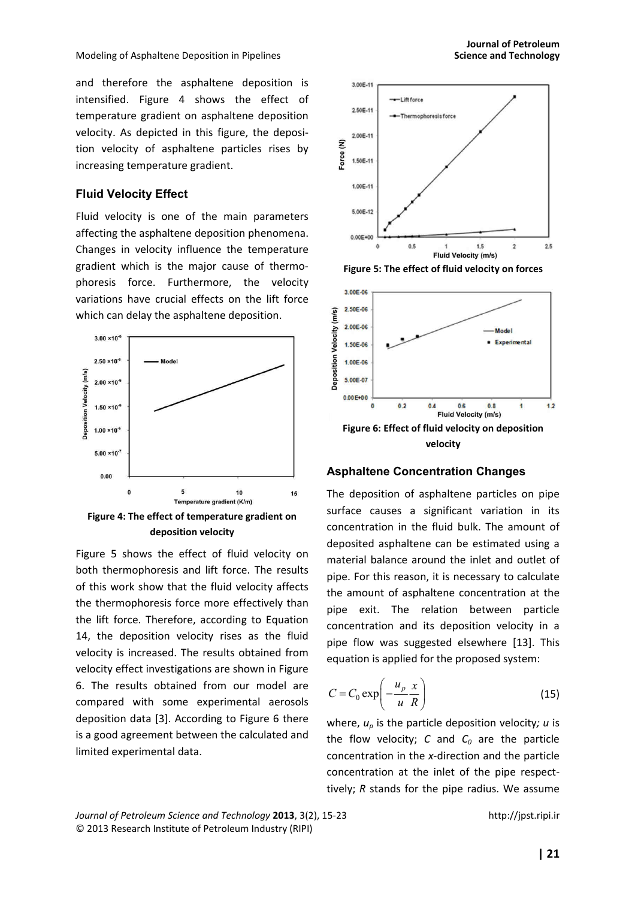and therefore the asphaltene deposition is intensified. Figure 4 shows the effect of temperature gradient on asphaltene deposition velocity. As depicted in this figure, the deposition velocity of asphaltene particles rises by increasing temperature gradient.

### Fluid Velocity Effect

Fluid velocity is one of the main parameters affecting the asphaltene deposition phenomena. Changes in velocity influence the temperature gradient which is the major cause of thermophoresis force. Furthermore, the velocity variations have crucial effects on the lift force which can delay the asphaltene deposition.

**Figure 4: The effect of temperature gradient on deposition velocity**

Figure 5 shows the effect of fluid velocity on both thermophoresis and lift force. The results of this work show that the fluid velocity affects the thermophoresis force more effectively than the lift force. Therefore, according to Equation 14, the deposition velocity rises as the fluid velocity is increased. The results obtained from velocity effect investigations are shown in Figure 6. The results obtained from our model are compared with some experimental aerosols deposition data [3]. According to Figure 6 there is a good agreement between the calculated and limited experimental data.

**Figure 5: The effect of fluid velocity on forces**

**Figure 6: Effect of fluid velocity on deposition velocity**

### Asphaltene Concentration Changes

The deposition of asphaltene particles on pipe surface causes a significant variation in its concentration in the fluid bulk. The amount of deposited asphaltene can be estimated using a material balance around the inlet and outlet of pipe. For this reason, it is necessary to calculate the amount of asphaltene concentration at the pipe exit. The relation between particle concentration and its deposition velocity in a pipe flow was suggested elsewhere [13]. This equation is applied for the proposed system:

$$C = C_0 \exp\left(-\frac{u_p}{u}\frac{x}{R}\right) \tag{15}$$

where, $u_p$ is the particle deposition velocity; $u$ is the flow velocity; $C$ and $C_0$ are the particle concentration in the $x$-direction and the particle concentration at the inlet of the pipe respectively; $R$ stands for the pipe radius. We assume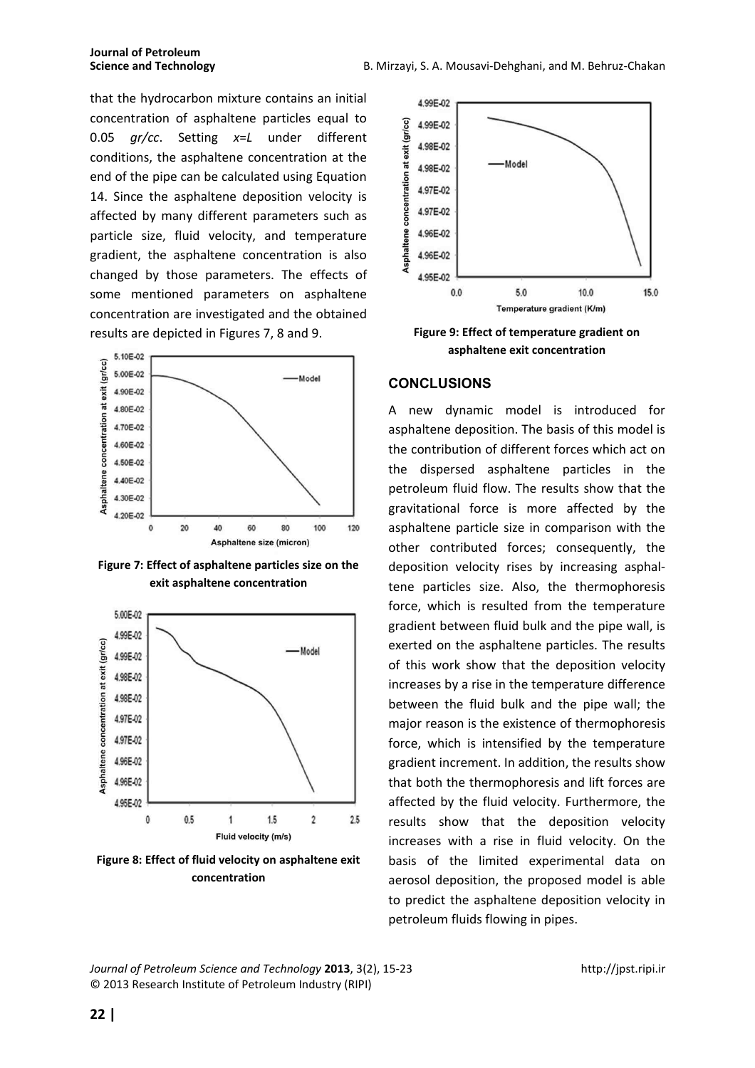that the hydrocarbon mixture contains an initial concentration of asphaltene particles equal to 0.05 *gr/cc*. Setting $x=L$ under different conditions, the asphaltene concentration at the end of the pipe can be calculated using Equation 14. Since the asphaltene deposition velocity is affected by many different parameters such as particle size, fluid velocity, and temperature gradient, the asphaltene concentration is also changed by those parameters. The effects of some mentioned parameters on asphaltene concentration are investigated and the obtained results are depicted in Figures 7, 8 and 9.

**Figure 7: Effect of asphaltene particles size on the exit asphaltene concentration**

**Figure 8: Effect of fluid velocity on asphaltene exit concentration**

**Figure 9: Effect of temperature gradient on asphaltene exit concentration**

## CONCLUSIONS

A new dynamic model is introduced for asphaltene deposition. The basis of this model is the contribution of different forces which act on the dispersed asphaltene particles in the petroleum fluid flow. The results show that the gravitational force is more affected by the asphaltene particle size in comparison with the other contributed forces; consequently, the deposition velocity rises by increasing asphaltene particles size. Also, the thermophoresis force, which is resulted from the temperature gradient between fluid bulk and the pipe wall, is exerted on the asphaltene particles. The results of this work show that the deposition velocity increases by a rise in the temperature difference between the fluid bulk and the pipe wall; the major reason is the existence of thermophoresis force, which is intensified by the temperature gradient increment. In addition, the results show that both the thermophoresis and lift forces are affected by the fluid velocity. Furthermore, the results show that the deposition velocity increases with a rise in fluid velocity. On the basis of the limited experimental data on aerosol deposition, the proposed model is able to predict the asphaltene deposition velocity in petroleum fluids flowing in pipes.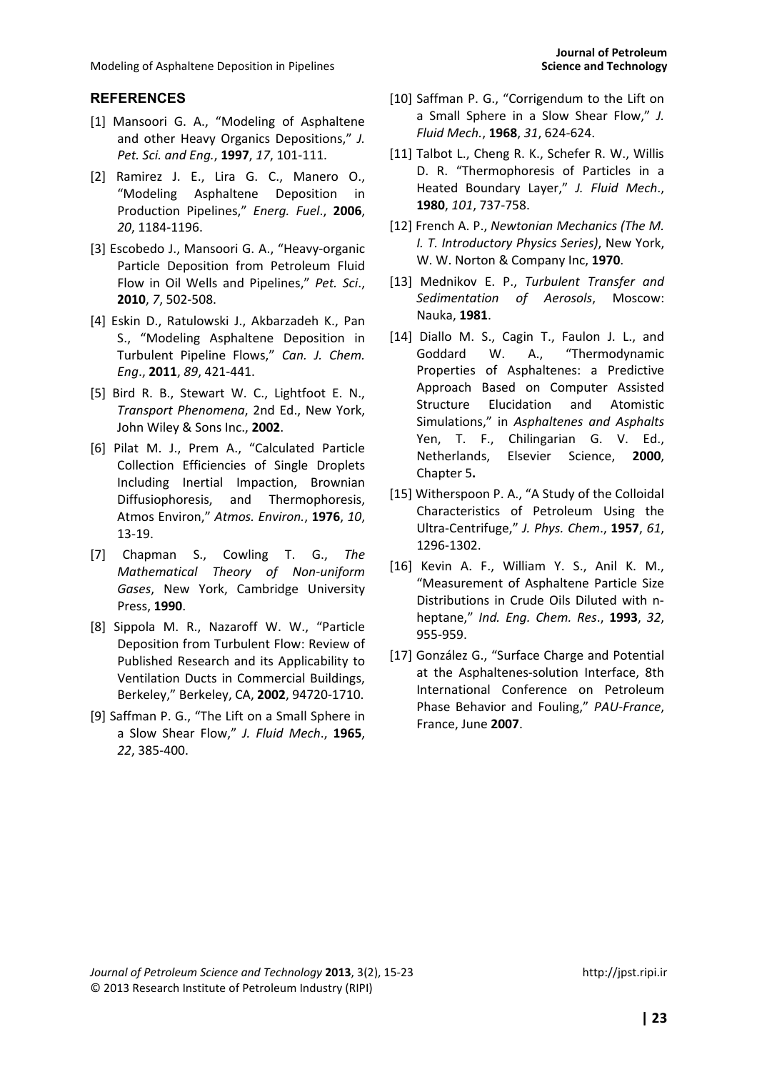## REFERENCES

[1] Mansoori G. A., “Modeling of Asphaltene and other Heavy Organics Depositions,” *J. Pet. Sci. and Eng.*, **1997**, *17*, 101-111.

[2] Ramirez J. E., Lira G. C., Manero O., “Modeling Asphaltene Deposition in Production Pipelines,” *Energ. Fuel*., **2006**, *20*, 1184-1196.

[3] Escobedo J., Mansoori G. A., “Heavy-organic Particle Deposition from Petroleum Fluid Flow in Oil Wells and Pipelines,” *Pet. Sci*., **2010**, *7*, 502-508.

[4] Eskin D., Ratulowski J., Akbarzadeh K., Pan S., “Modeling Asphaltene Deposition in Turbulent Pipeline Flows,” *Can. J. Chem. Eng*., **2011**, *89*, 421-441.

[5] Bird R. B., Stewart W. C., Lightfoot E. N., *Transport Phenomena*, 2nd Ed., New York, John Wiley & Sons Inc., **2002**.

[6] Pilat M. J., Prem A., “Calculated Particle Collection Efficiencies of Single Droplets Including Inertial Impaction, Brownian Diffusiophoresis, and Thermophoresis, Atmos Environ,” *Atmos. Environ.*, **1976**, *10*, 13-19.

[7] Chapman S., Cowling T. G., *The Mathematical Theory of Non-uniform Gases*, New York, Cambridge University Press, **1990**.

[8] Sippola M. R., Nazaroff W. W., “Particle Deposition from Turbulent Flow: Review of Published Research and its Applicability to Ventilation Ducts in Commercial Buildings, Berkeley,” Berkeley, CA, **2002**, 94720-1710.

[9] Saffman P. G., “The Lift on a Small Sphere in a Slow Shear Flow,” *J. Fluid Mech*., **1965**, *22*, 385-400.

[10] Saffman P. G., “Corrigendum to the Lift on a Small Sphere in a Slow Shear Flow,” *J. Fluid Mech.*, **1968**, *31*, 624-624.

[11] Talbot L., Cheng R. K., Schefer R. W., Willis D. R. “Thermophoresis of Particles in a Heated Boundary Layer,” *J. Fluid Mech*., **1980**, *101*, 737-758.

[12] French A. P., *Newtonian Mechanics (The M. I. T. Introductory Physics Series)*, New York, W. W. Norton & Company Inc, **1970**.

[13] Mednikov E. P., *Turbulent Transfer and Sedimentation of Aerosols*, Moscow: Nauka, **1981**.

[14] Diallo M. S., Cagin T., Faulon J. L., and Goddard W. A., “Thermodynamic Properties of Asphaltenes: a Predictive Approach Based on Computer Assisted Structure Elucidation and Atomistic Simulations,” in *Asphaltenes and Asphalts* Yen, T. F., Chilingarian G. V. Ed., Netherlands, Elsevier Science, **2000**, Chapter 5**.**

[15] Witherspoon P. A., “A Study of the Colloidal Characteristics of Petroleum Using the Ultra-Centrifuge,” *J. Phys. Chem*., **1957**, *61*, 1296-1302.

[16] Kevin A. F., William Y. S., Anil K. M., “Measurement of Asphaltene Particle Size Distributions in Crude Oils Diluted with n-heptane,” *Ind. Eng. Chem. Res*., **1993**, *32*, 955-959.

[17] González G., “Surface Charge and Potential at the Asphaltenes-solution Interface, 8th International Conference on Petroleum Phase Behavior and Fouling,” *PAU-France*, France, June **2007**.